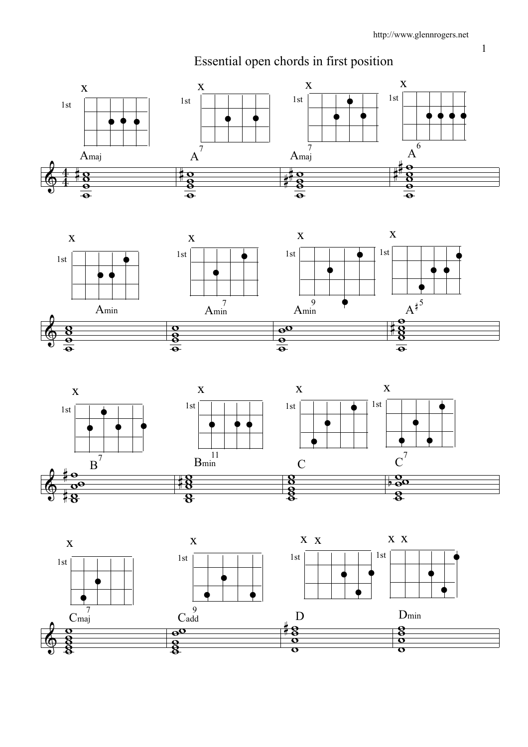# Essential open chords in first position

Amaj · A7 · Amaj7 · A6

Amin · Amin7 · Amin9 · A♯5

B7 · Bmin11 · C · C7

Cmaj7 · Cadd9 · D · Dmin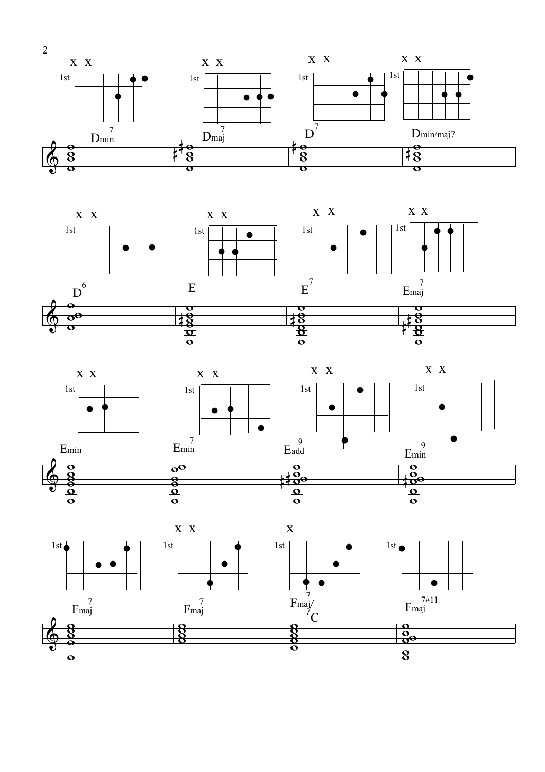$D_{min}^{7}$ $D_{maj}^{7}$ $D^{7}$ $D_{min/maj7}$

$D^{6}$ E $E^{7}$ $E_{maj}^{7}$

$E_{min}$ $E_{min}^{7}$ $E_{add}^{9}$ $E_{min}^{9}$

$F_{maj}^{7}$ $F_{maj}^{7}$ $F_{maj}^{7}$/C $F_{maj}^{7\#11}$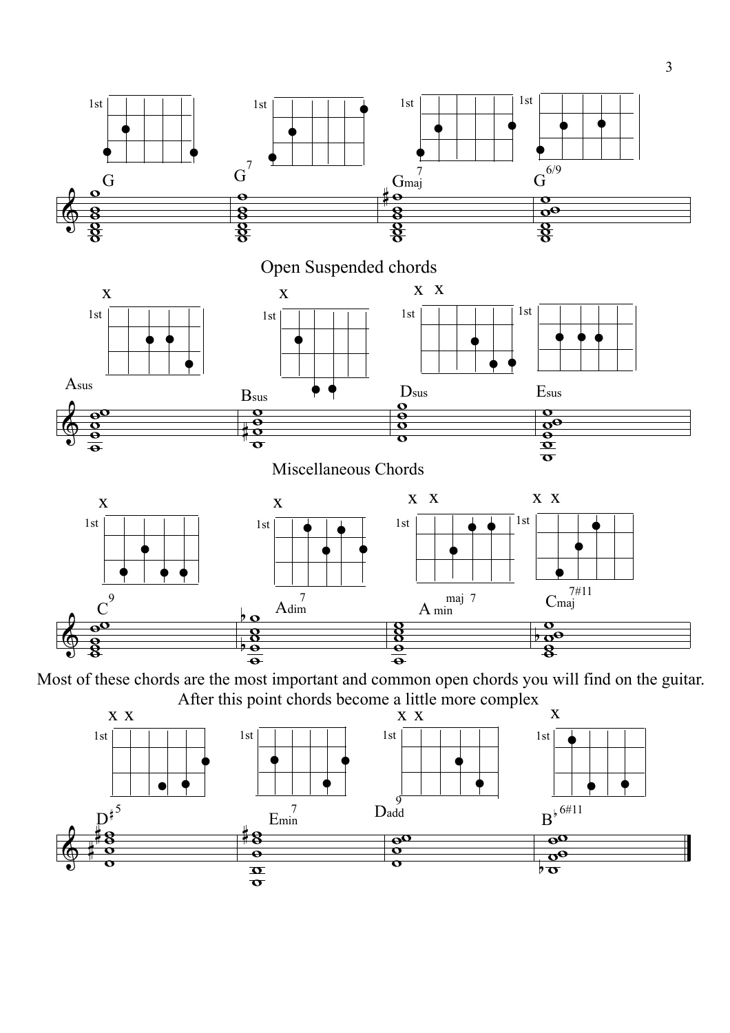G G7 Gmaj7 G6/9

## Open Suspended chords

Asus Bsus Dsus Esus

## Miscellaneous Chords

C9 Adim7 A min maj 7 Cmaj7#11

Most of these chords are the most important and common open chords you will find on the guitar.
After this point chords become a little more complex

D#5 Emin7 Dadd9 B♭6#11